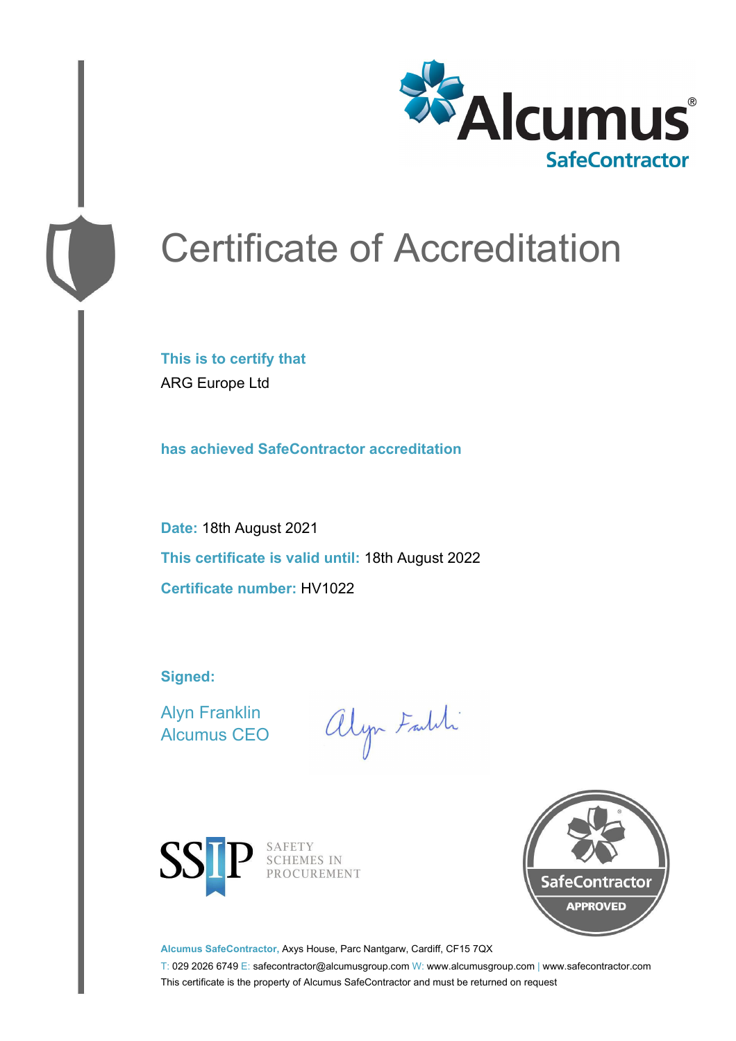Alcumus®
SafeContractor

# Certificate of Accreditation

**This is to certify that**

ARG Europe Ltd

**has achieved SafeContractor accreditation**

**Date:** 18th August 2021

**This certificate is valid until:** 18th August 2022

**Certificate number:** HV1022

**Signed:**

Alyn Franklin
Alcumus CEO

SSIP SAFETY SCHEMES IN PROCUREMENT

SafeContractor APPROVED

**Alcumus SafeContractor,** Axys House, Parc Nantgarw, Cardiff, CF15 7QX

T: 029 2026 6749 E: safecontractor@alcumusgroup.com W: www.alcumusgroup.com | www.safecontractor.com

This certificate is the property of Alcumus SafeContractor and must be returned on request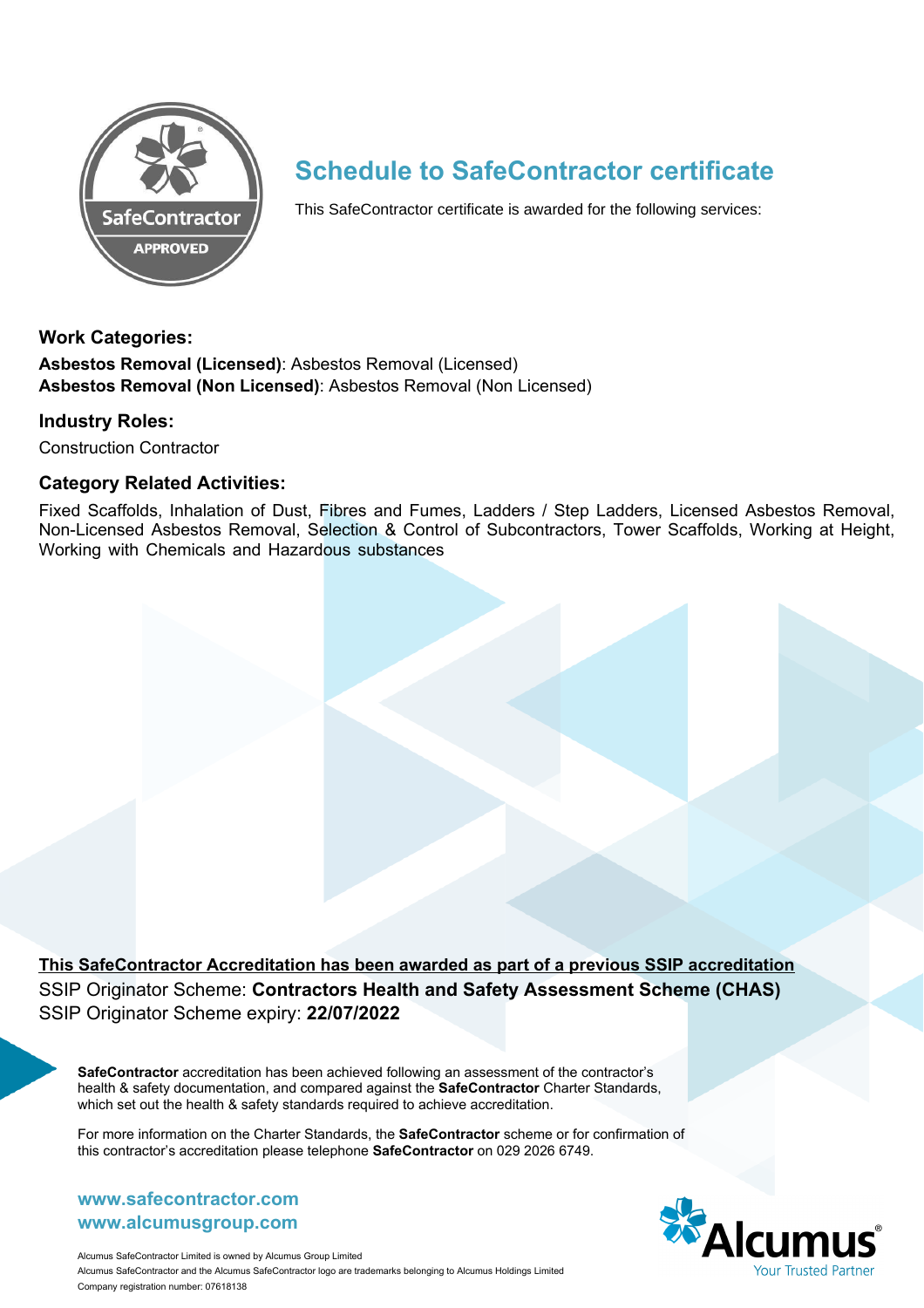# Schedule to SafeContractor certificate

This SafeContractor certificate is awarded for the following services:

## Work Categories:

**Asbestos Removal (Licensed)**: Asbestos Removal (Licensed)
**Asbestos Removal (Non Licensed)**: Asbestos Removal (Non Licensed)

## Industry Roles:

Construction Contractor

## Category Related Activities:

Fixed Scaffolds, Inhalation of Dust, Fibres and Fumes, Ladders / Step Ladders, Licensed Asbestos Removal, Non-Licensed Asbestos Removal, Selection & Control of Subcontractors, Tower Scaffolds, Working at Height, Working with Chemicals and Hazardous substances

**This SafeContractor Accreditation has been awarded as part of a previous SSIP accreditation**

SSIP Originator Scheme: **Contractors Health and Safety Assessment Scheme (CHAS)**
SSIP Originator Scheme expiry: **22/07/2022**

**SafeContractor** accreditation has been achieved following an assessment of the contractor's health & safety documentation, and compared against the **SafeContractor** Charter Standards, which set out the health & safety standards required to achieve accreditation.

For more information on the Charter Standards, the **SafeContractor** scheme or for confirmation of this contractor's accreditation please telephone **SafeContractor** on 029 2026 6749.

**www.safecontractor.com**
**www.alcumusgroup.com**

Alcumus SafeContractor Limited is owned by Alcumus Group Limited
Alcumus SafeContractor and the Alcumus SafeContractor logo are trademarks belonging to Alcumus Holdings Limited
Company registration number: 07618138

Alcumus®
Your Trusted Partner